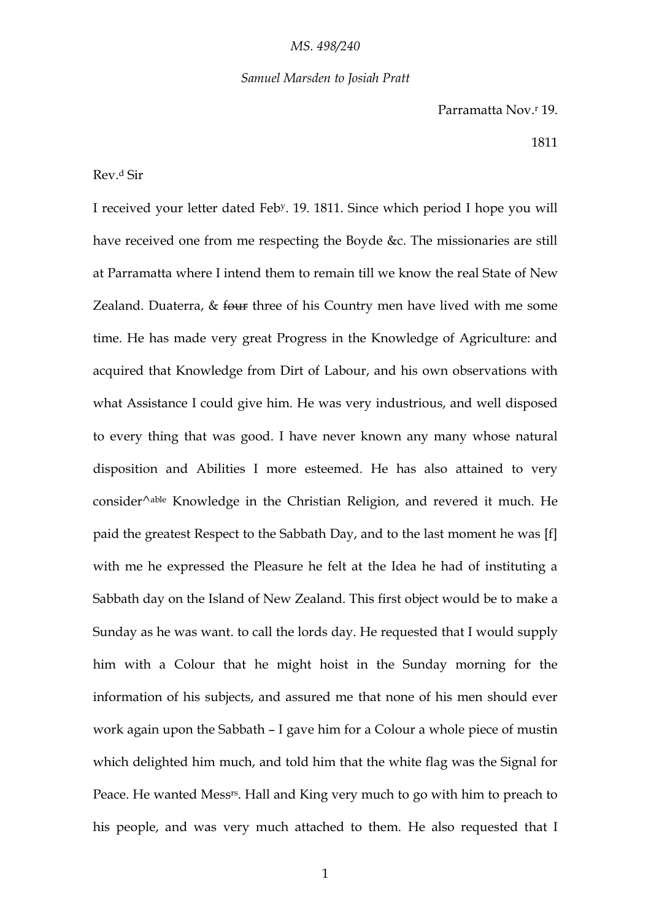*MS. 498/240*

*Samuel Marsden to Josiah Pratt*

Parramatta Nov.[r] 19.

1811

Rev.[d] Sir

I received your letter dated Feb[y]. 19. 1811. Since which period I hope you will have received one from me respecting the Boyde &c. The missionaries are still at Parramatta where I intend them to remain till we know the real State of New Zealand. Duaterra, & ~~four~~ three of his Country men have lived with me some time. He has made very great Progress in the Knowledge of Agriculture: and acquired that Knowledge from Dirt of Labour, and his own observations with what Assistance I could give him. He was very industrious, and well disposed to every thing that was good. I have never known any many whose natural disposition and Abilities I more esteemed. He has also attained to very consider^able Knowledge in the Christian Religion, and revered it much. He paid the greatest Respect to the Sabbath Day, and to the last moment he was [f] with me he expressed the Pleasure he felt at the Idea he had of instituting a Sabbath day on the Island of New Zealand. This first object would be to make a Sunday as he was want. to call the lords day. He requested that I would supply him with a Colour that he might hoist in the Sunday morning for the information of his subjects, and assured me that none of his men should ever work again upon the Sabbath – I gave him for a Colour a whole piece of mustin which delighted him much, and told him that the white flag was the Signal for Peace. He wanted Mess[rs]. Hall and King very much to go with him to preach to his people, and was very much attached to them. He also requested that I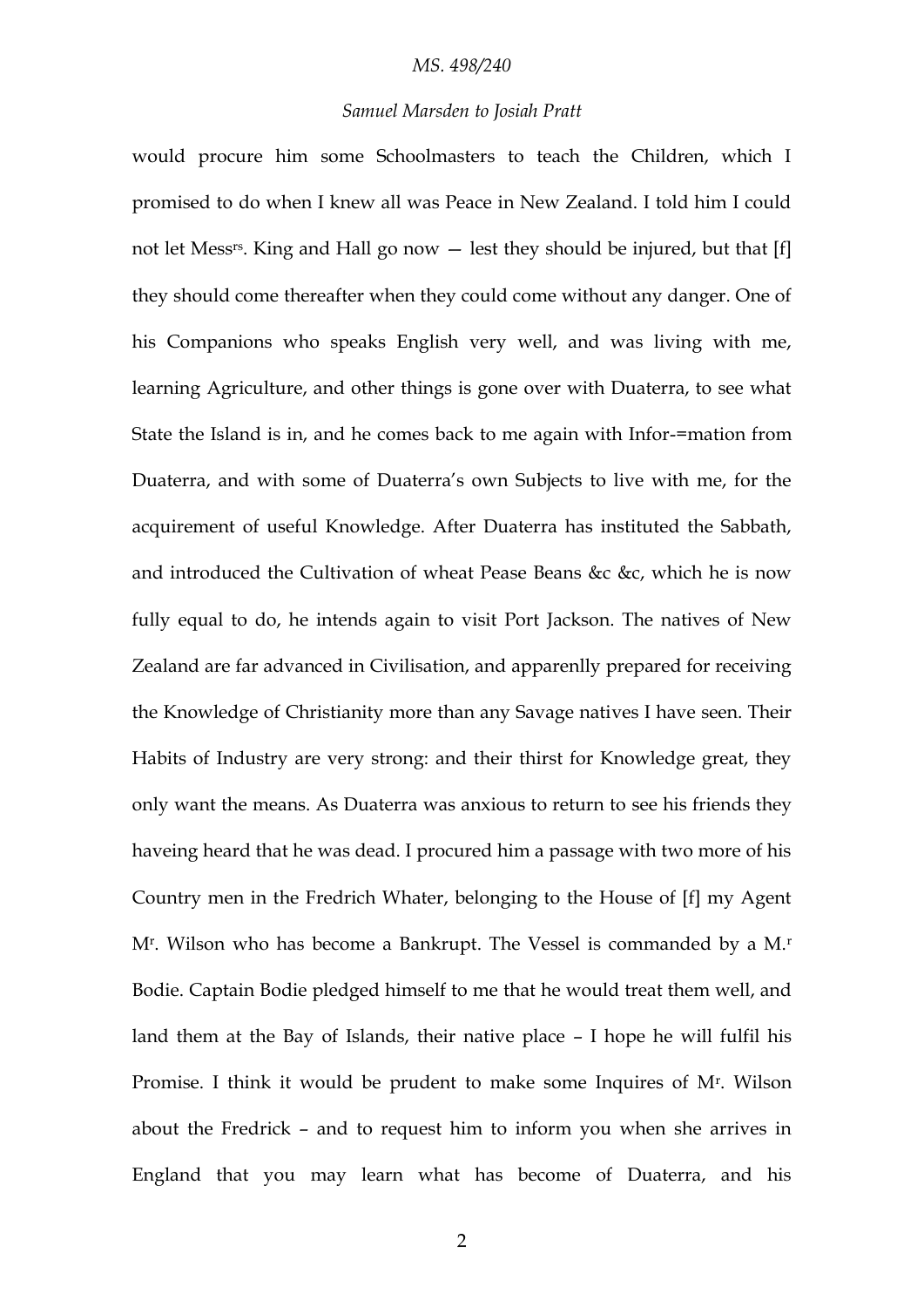would procure him some Schoolmasters to teach the Children, which I promised to do when I knew all was Peace in New Zealand. I told him I could not let Mess[rs]. King and Hall go now — lest they should be injured, but that [f] they should come thereafter when they could come without any danger. One of his Companions who speaks English very well, and was living with me, learning Agriculture, and other things is gone over with Duaterra, to see what State the Island is in, and he comes back to me again with Infor-=mation from Duaterra, and with some of Duaterra's own Subjects to live with me, for the acquirement of useful Knowledge. After Duaterra has instituted the Sabbath, and introduced the Cultivation of wheat Pease Beans &c &c, which he is now fully equal to do, he intends again to visit Port Jackson. The natives of New Zealand are far advanced in Civilisation, and apparenlly prepared for receiving the Knowledge of Christianity more than any Savage natives I have seen. Their Habits of Industry are very strong: and their thirst for Knowledge great, they only want the means. As Duaterra was anxious to return to see his friends they haveing heard that he was dead. I procured him a passage with two more of his Country men in the Fredrich Whater, belonging to the House of [f] my Agent M[r]. Wilson who has become a Bankrupt. The Vessel is commanded by a M.[r] Bodie. Captain Bodie pledged himself to me that he would treat them well, and land them at the Bay of Islands, their native place – I hope he will fulfil his Promise. I think it would be prudent to make some Inquires of M[r]. Wilson about the Fredrick – and to request him to inform you when she arrives in England that you may learn what has become of Duaterra, and his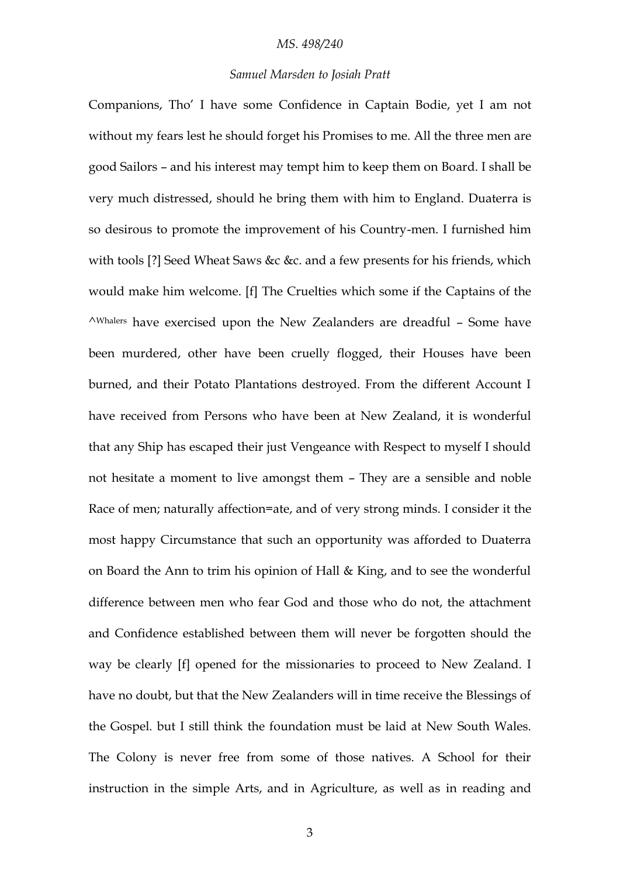Companions, Tho' I have some Confidence in Captain Bodie, yet I am not without my fears lest he should forget his Promises to me. All the three men are good Sailors – and his interest may tempt him to keep them on Board. I shall be very much distressed, should he bring them with him to England. Duaterra is so desirous to promote the improvement of his Country-men. I furnished him with tools [?] Seed Wheat Saws &c &c. and a few presents for his friends, which would make him welcome. [f] The Cruelties which some if the Captains of the ^Whalers have exercised upon the New Zealanders are dreadful – Some have been murdered, other have been cruelly flogged, their Houses have been burned, and their Potato Plantations destroyed. From the different Account I have received from Persons who have been at New Zealand, it is wonderful that any Ship has escaped their just Vengeance with Respect to myself I should not hesitate a moment to live amongst them – They are a sensible and noble Race of men; naturally affection=ate, and of very strong minds. I consider it the most happy Circumstance that such an opportunity was afforded to Duaterra on Board the Ann to trim his opinion of Hall & King, and to see the wonderful difference between men who fear God and those who do not, the attachment and Confidence established between them will never be forgotten should the way be clearly [f] opened for the missionaries to proceed to New Zealand. I have no doubt, but that the New Zealanders will in time receive the Blessings of the Gospel. but I still think the foundation must be laid at New South Wales. The Colony is never free from some of those natives. A School for their instruction in the simple Arts, and in Agriculture, as well as in reading and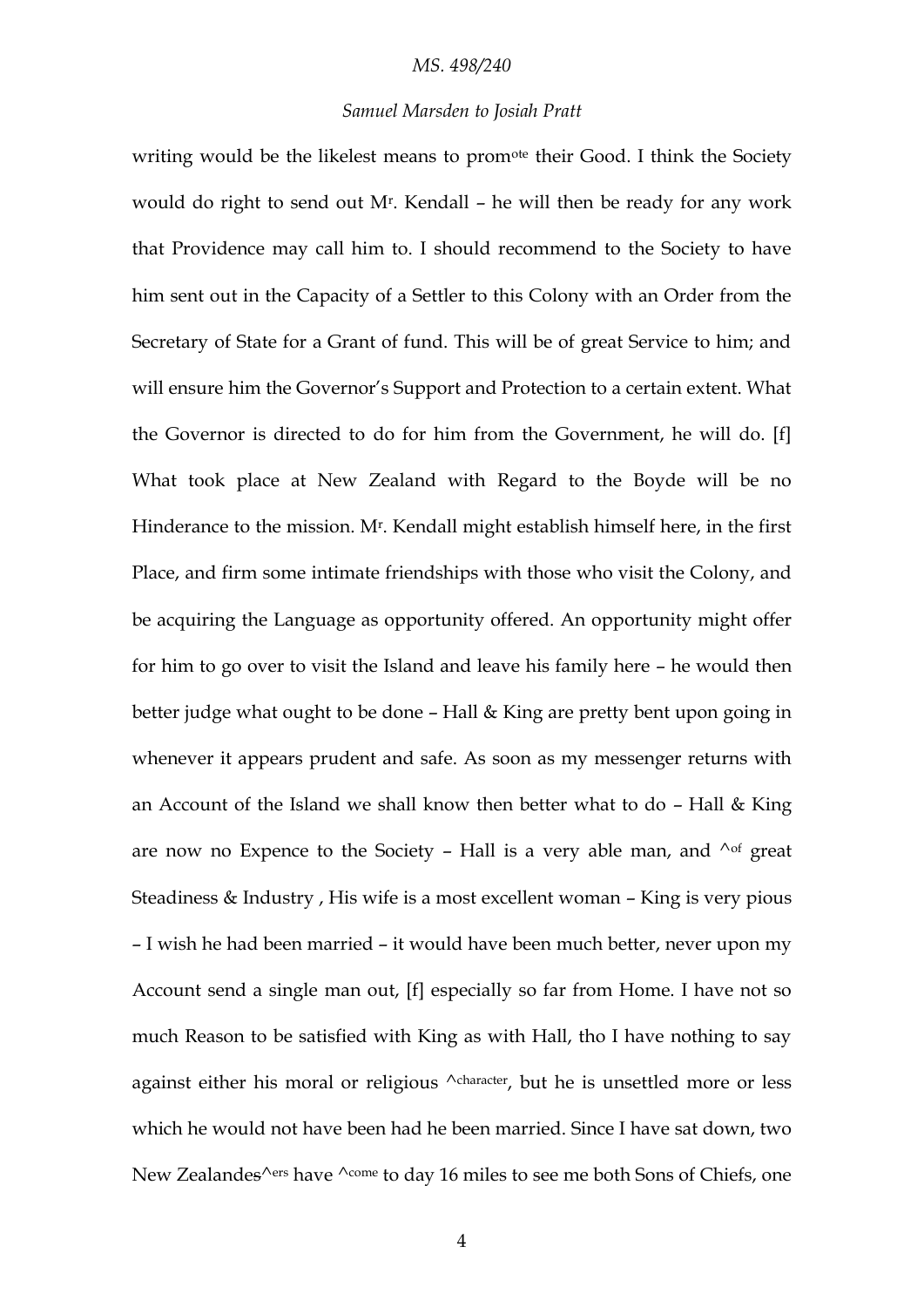writing would be the likelest means to promote their Good. I think the Society would do right to send out Mr. Kendall – he will then be ready for any work that Providence may call him to. I should recommend to the Society to have him sent out in the Capacity of a Settler to this Colony with an Order from the Secretary of State for a Grant of fund. This will be of great Service to him; and will ensure him the Governor's Support and Protection to a certain extent. What the Governor is directed to do for him from the Government, he will do. [f] What took place at New Zealand with Regard to the Boyde will be no Hinderance to the mission. Mr. Kendall might establish himself here, in the first Place, and firm some intimate friendships with those who visit the Colony, and be acquiring the Language as opportunity offered. An opportunity might offer for him to go over to visit the Island and leave his family here – he would then better judge what ought to be done – Hall & King are pretty bent upon going in whenever it appears prudent and safe. As soon as my messenger returns with an Account of the Island we shall know then better what to do – Hall & King are now no Expence to the Society – Hall is a very able man, and ^of great Steadiness & Industry , His wife is a most excellent woman – King is very pious – I wish he had been married – it would have been much better, never upon my Account send a single man out, [f] especially so far from Home. I have not so much Reason to be satisfied with King as with Hall, tho I have nothing to say against either his moral or religious ^character, but he is unsettled more or less which he would not have been had he been married. Since I have sat down, two New Zealandes^ers have ^come to day 16 miles to see me both Sons of Chiefs, one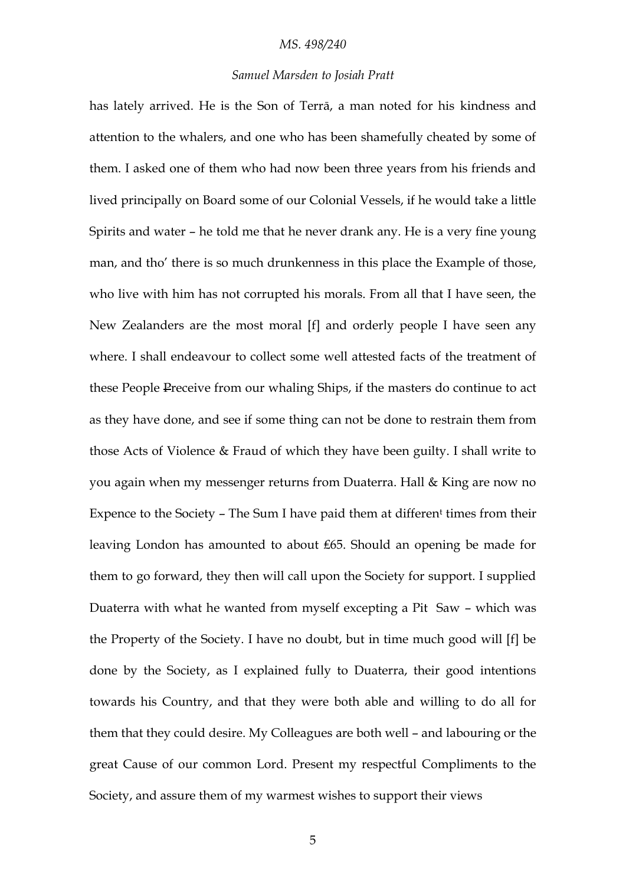has lately arrived. He is the Son of Terrā, a man noted for his kindness and attention to the whalers, and one who has been shamefully cheated by some of them. I asked one of them who had now been three years from his friends and lived principally on Board some of our Colonial Vessels, if he would take a little Spirits and water – he told me that he never drank any. He is a very fine young man, and tho' there is so much drunkenness in this place the Example of those, who live with him has not corrupted his morals. From all that I have seen, the New Zealanders are the most moral [f] and orderly people I have seen any where. I shall endeavour to collect some well attested facts of the treatment of these People ~~P~~receive from our whaling Ships, if the masters do continue to act as they have done, and see if some thing can not be done to restrain them from those Acts of Violence & Fraud of which they have been guilty. I shall write to you again when my messenger returns from Duaterra. Hall & King are now no Expence to the Society – The Sum I have paid them at differen[t] times from their leaving London has amounted to about £65. Should an opening be made for them to go forward, they then will call upon the Society for support. I supplied Duaterra with what he wanted from myself excepting a Pit Saw – which was the Property of the Society. I have no doubt, but in time much good will [f] be done by the Society, as I explained fully to Duaterra, their good intentions towards his Country, and that they were both able and willing to do all for them that they could desire. My Colleagues are both well – and labouring or the great Cause of our common Lord. Present my respectful Compliments to the Society, and assure them of my warmest wishes to support their views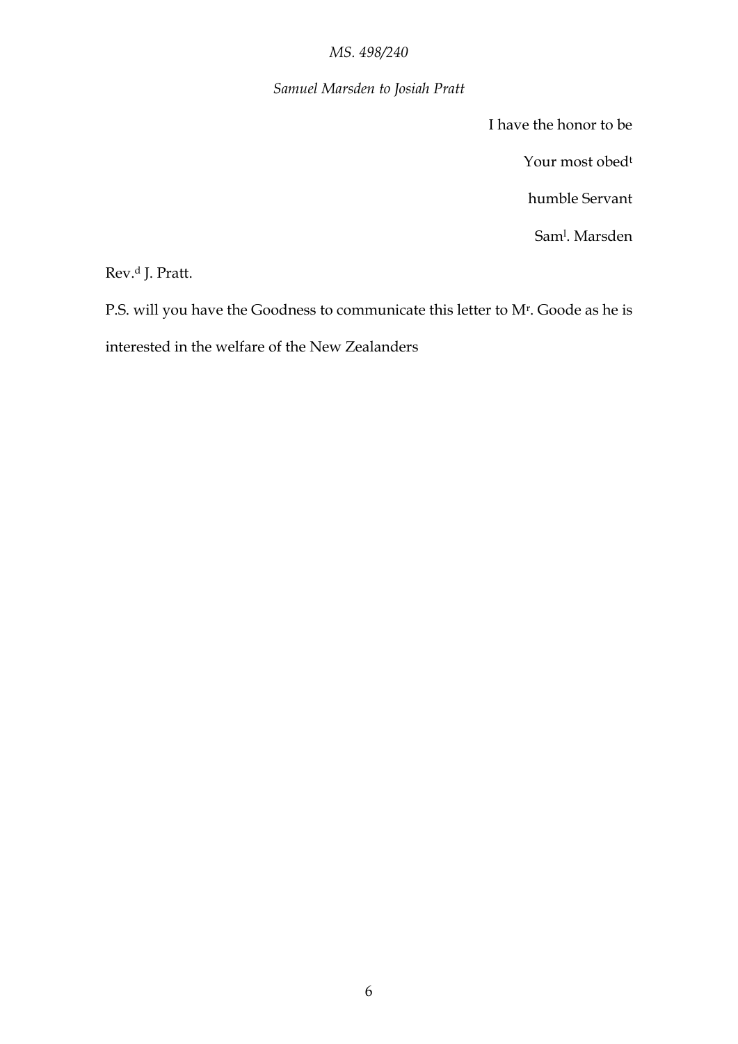I have the honor to be

Your most obed$^{t}$

humble Servant

Sam$^{l}$. Marsden

Rev.$^{d}$ J. Pratt.

P.S. will you have the Goodness to communicate this letter to M$^{r}$. Goode as he is interested in the welfare of the New Zealanders